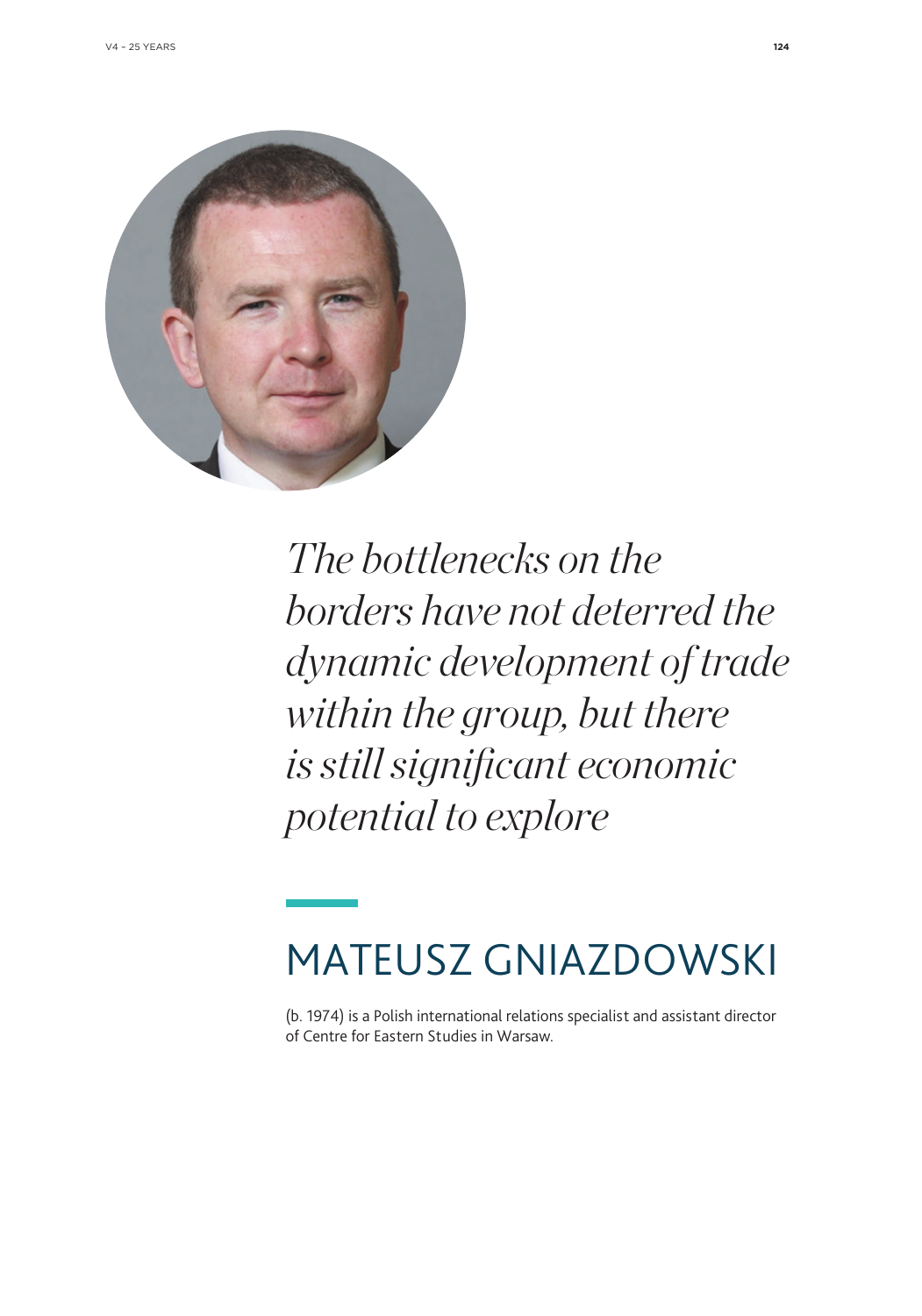*The bottlenecks on the borders have not deterred the dynamic development of trade within the group, but there is still significant economic potential to explore*

# MATEUSZ GNIAZDOWSKI

(b. 1974) is a Polish international relations specialist and assistant director of Centre for Eastern Studies in Warsaw.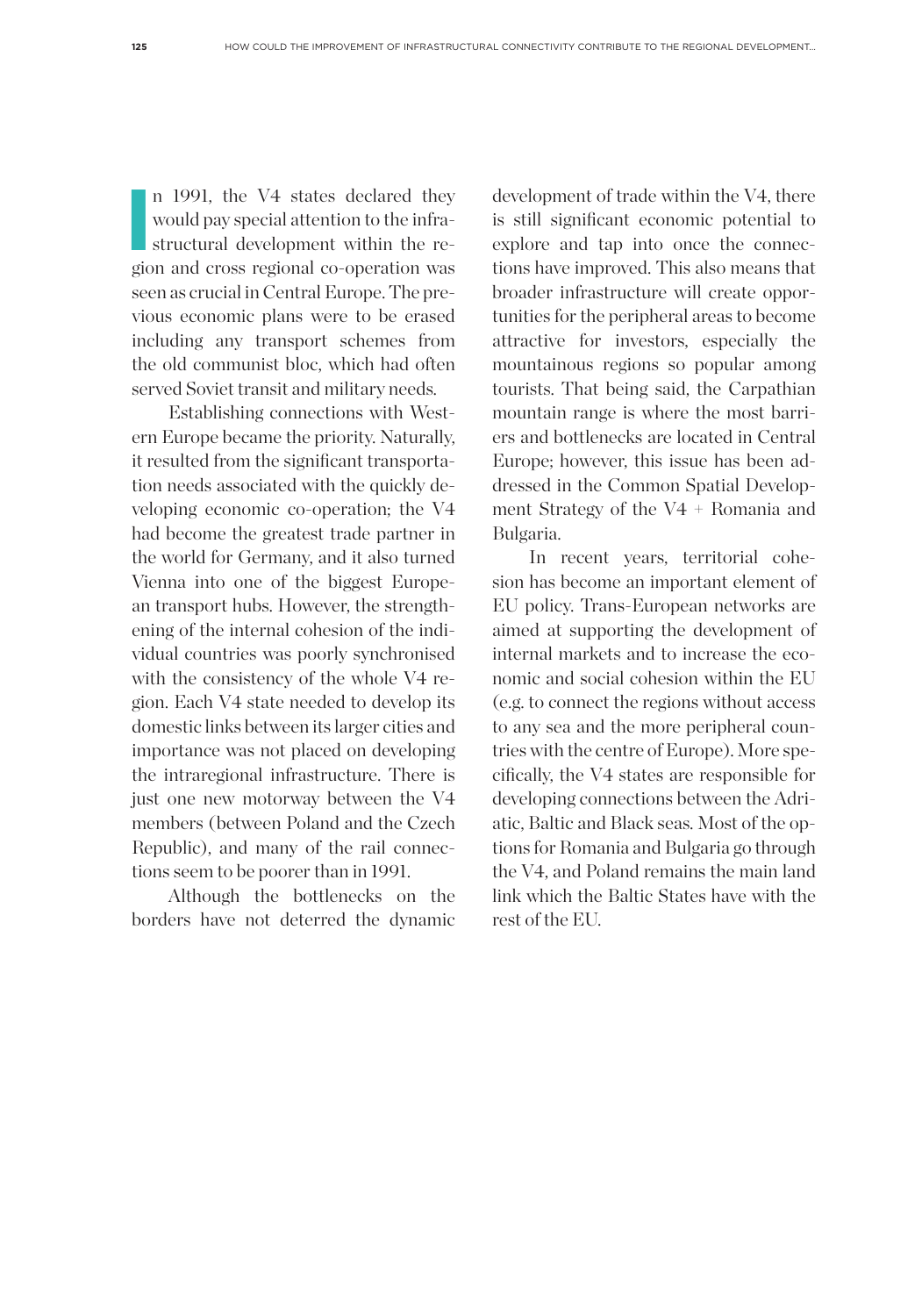In 1991, the V4 states declared they would pay special attention to the infrastructural development within the region and cross regional co-operation was seen as crucial in Central Europe. The previous economic plans were to be erased including any transport schemes from the old communist bloc, which had often served Soviet transit and military needs.

Establishing connections with Western Europe became the priority. Naturally, it resulted from the significant transportation needs associated with the quickly developing economic co-operation; the V4 had become the greatest trade partner in the world for Germany, and it also turned Vienna into one of the biggest European transport hubs. However, the strengthening of the internal cohesion of the individual countries was poorly synchronised with the consistency of the whole V4 region. Each V4 state needed to develop its domestic links between its larger cities and importance was not placed on developing the intraregional infrastructure. There is just one new motorway between the V4 members (between Poland and the Czech Republic), and many of the rail connections seem to be poorer than in 1991.

Although the bottlenecks on the borders have not deterred the dynamic development of trade within the V4, there is still significant economic potential to explore and tap into once the connections have improved. This also means that broader infrastructure will create opportunities for the peripheral areas to become attractive for investors, especially the mountainous regions so popular among tourists. That being said, the Carpathian mountain range is where the most barriers and bottlenecks are located in Central Europe; however, this issue has been addressed in the Common Spatial Development Strategy of the V4 + Romania and Bulgaria.

In recent years, territorial cohesion has become an important element of EU policy. Trans-European networks are aimed at supporting the development of internal markets and to increase the economic and social cohesion within the EU (e.g. to connect the regions without access to any sea and the more peripheral countries with the centre of Europe). More specifically, the V4 states are responsible for developing connections between the Adriatic, Baltic and Black seas. Most of the options for Romania and Bulgaria go through the V4, and Poland remains the main land link which the Baltic States have with the rest of the EU.